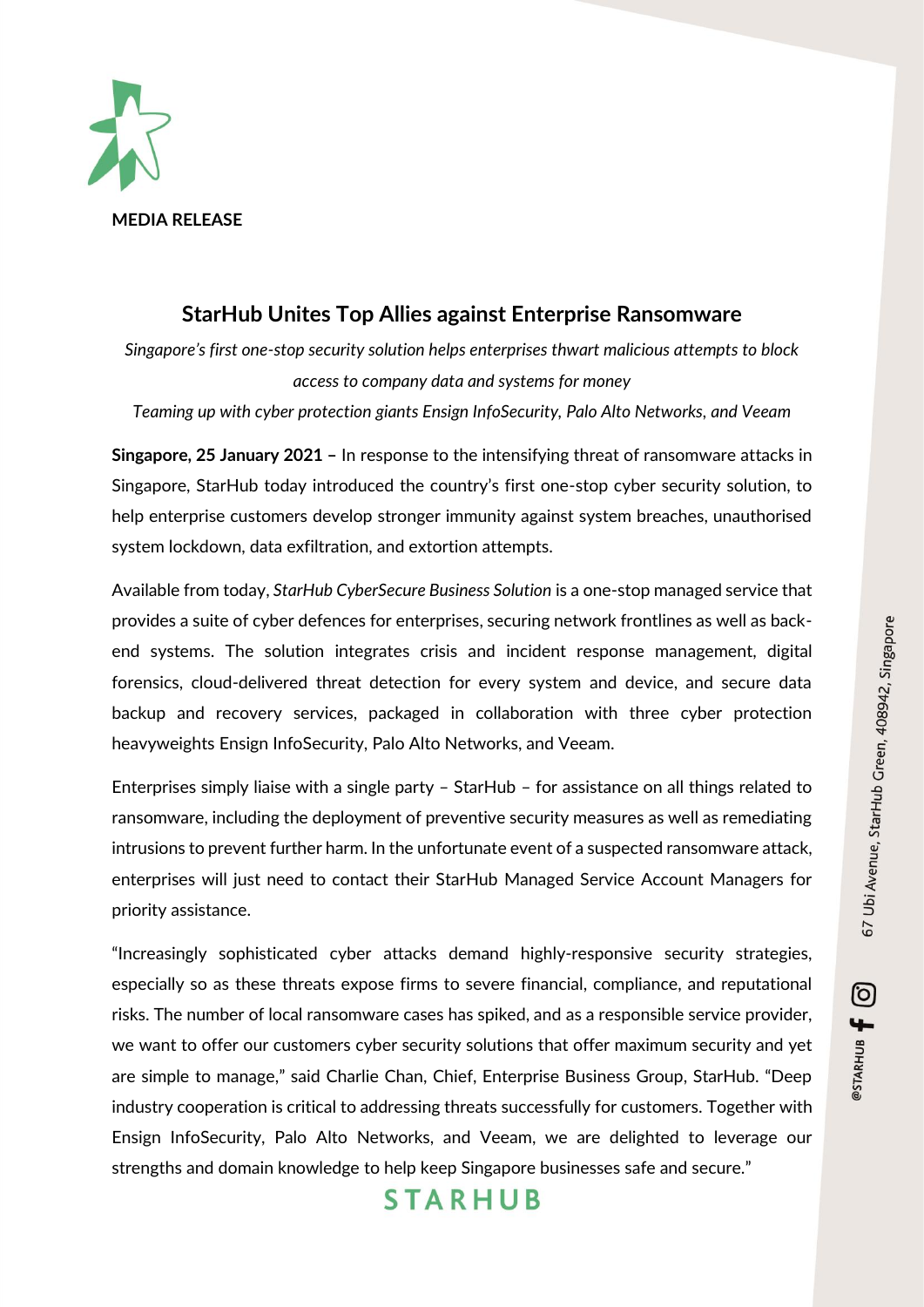**MEDIA RELEASE**

# StarHub Unites Top Allies against Enterprise Ransomware

*Singapore's first one-stop security solution helps enterprises thwart malicious attempts to block access to company data and systems for money*

*Teaming up with cyber protection giants Ensign InfoSecurity, Palo Alto Networks, and Veeam*

**Singapore, 25 January 2021 –** In response to the intensifying threat of ransomware attacks in Singapore, StarHub today introduced the country's first one-stop cyber security solution, to help enterprise customers develop stronger immunity against system breaches, unauthorised system lockdown, data exfiltration, and extortion attempts.

Available from today, *StarHub CyberSecure Business Solution* is a one-stop managed service that provides a suite of cyber defences for enterprises, securing network frontlines as well as back-end systems. The solution integrates crisis and incident response management, digital forensics, cloud-delivered threat detection for every system and device, and secure data backup and recovery services, packaged in collaboration with three cyber protection heavyweights Ensign InfoSecurity, Palo Alto Networks, and Veeam.

Enterprises simply liaise with a single party – StarHub – for assistance on all things related to ransomware, including the deployment of preventive security measures as well as remediating intrusions to prevent further harm. In the unfortunate event of a suspected ransomware attack, enterprises will just need to contact their StarHub Managed Service Account Managers for priority assistance.

"Increasingly sophisticated cyber attacks demand highly-responsive security strategies, especially so as these threats expose firms to severe financial, compliance, and reputational risks. The number of local ransomware cases has spiked, and as a responsible service provider, we want to offer our customers cyber security solutions that offer maximum security and yet are simple to manage," said Charlie Chan, Chief, Enterprise Business Group, StarHub. "Deep industry cooperation is critical to addressing threats successfully for customers. Together with Ensign InfoSecurity, Palo Alto Networks, and Veeam, we are delighted to leverage our strengths and domain knowledge to help keep Singapore businesses safe and secure."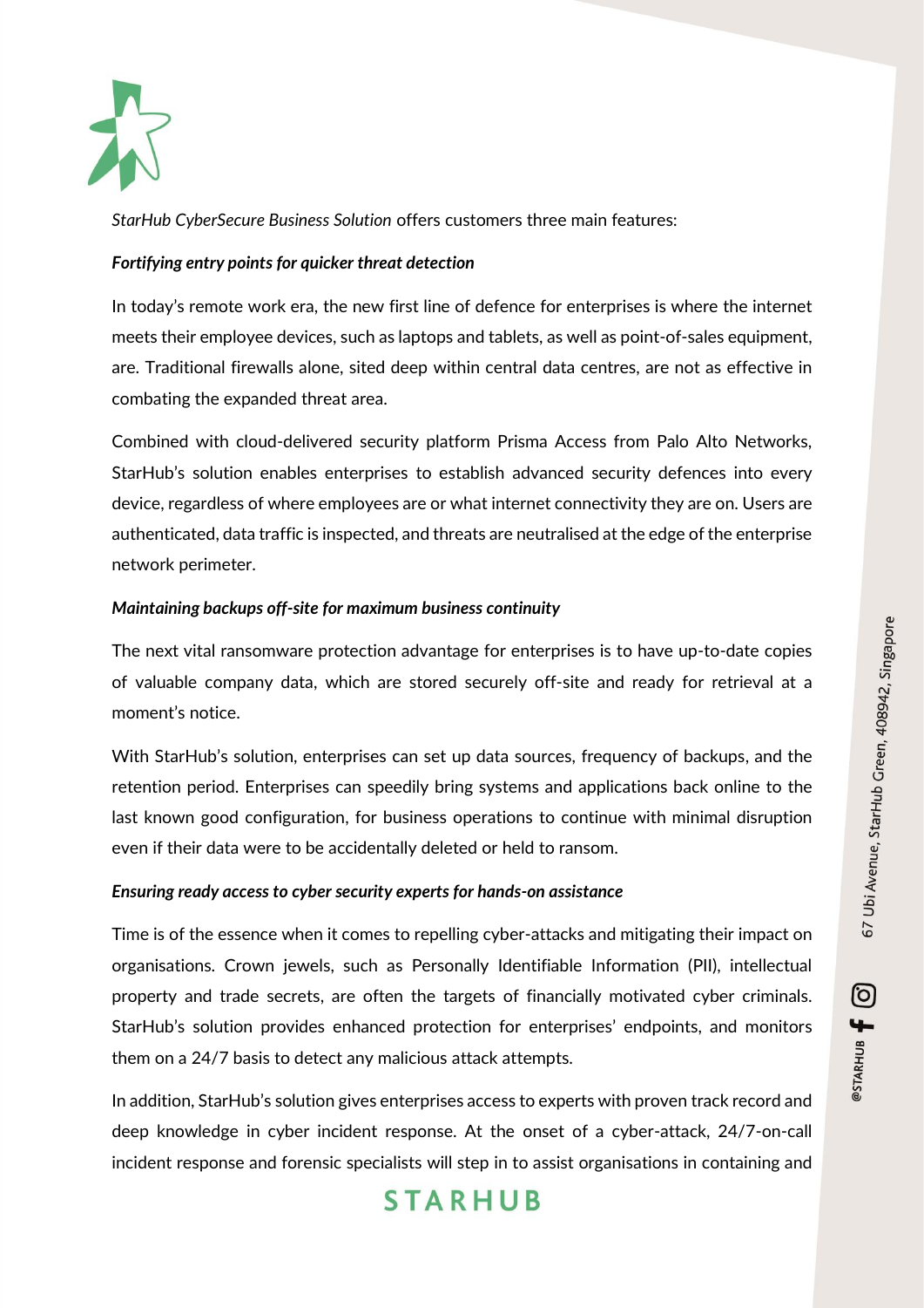*StarHub CyberSecure Business Solution* offers customers three main features:

***Fortifying entry points for quicker threat detection***

In today's remote work era, the new first line of defence for enterprises is where the internet meets their employee devices, such as laptops and tablets, as well as point-of-sales equipment, are. Traditional firewalls alone, sited deep within central data centres, are not as effective in combating the expanded threat area.

Combined with cloud-delivered security platform Prisma Access from Palo Alto Networks, StarHub's solution enables enterprises to establish advanced security defences into every device, regardless of where employees are or what internet connectivity they are on. Users are authenticated, data traffic is inspected, and threats are neutralised at the edge of the enterprise network perimeter.

***Maintaining backups off-site for maximum business continuity***

The next vital ransomware protection advantage for enterprises is to have up-to-date copies of valuable company data, which are stored securely off-site and ready for retrieval at a moment's notice.

With StarHub's solution, enterprises can set up data sources, frequency of backups, and the retention period. Enterprises can speedily bring systems and applications back online to the last known good configuration, for business operations to continue with minimal disruption even if their data were to be accidentally deleted or held to ransom.

***Ensuring ready access to cyber security experts for hands-on assistance***

Time is of the essence when it comes to repelling cyber-attacks and mitigating their impact on organisations. Crown jewels, such as Personally Identifiable Information (PII), intellectual property and trade secrets, are often the targets of financially motivated cyber criminals. StarHub's solution provides enhanced protection for enterprises' endpoints, and monitors them on a 24/7 basis to detect any malicious attack attempts.

In addition, StarHub's solution gives enterprises access to experts with proven track record and deep knowledge in cyber incident response. At the onset of a cyber-attack, 24/7-on-call incident response and forensic specialists will step in to assist organisations in containing and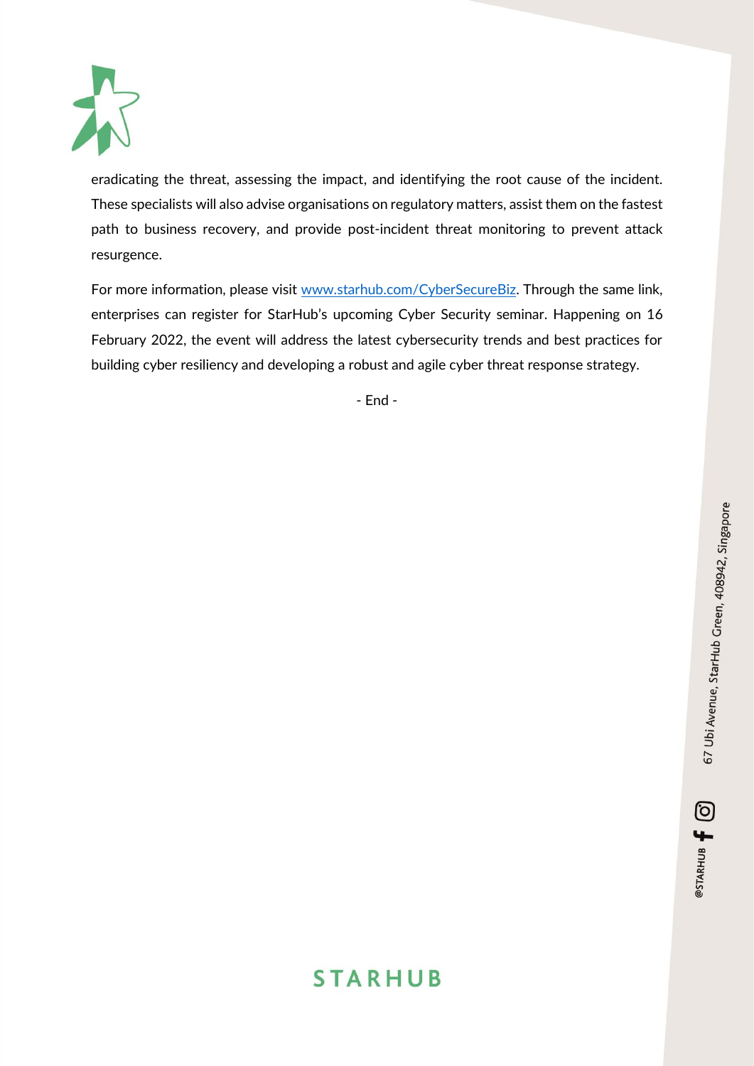eradicating the threat, assessing the impact, and identifying the root cause of the incident. These specialists will also advise organisations on regulatory matters, assist them on the fastest path to business recovery, and provide post-incident threat monitoring to prevent attack resurgence.

For more information, please visit [www.starhub.com/CyberSecureBiz](http://www.starhub.com/CyberSecureBiz). Through the same link, enterprises can register for StarHub's upcoming Cyber Security seminar. Happening on 16 February 2022, the event will address the latest cybersecurity trends and best practices for building cyber resiliency and developing a robust and agile cyber threat response strategy.

- End -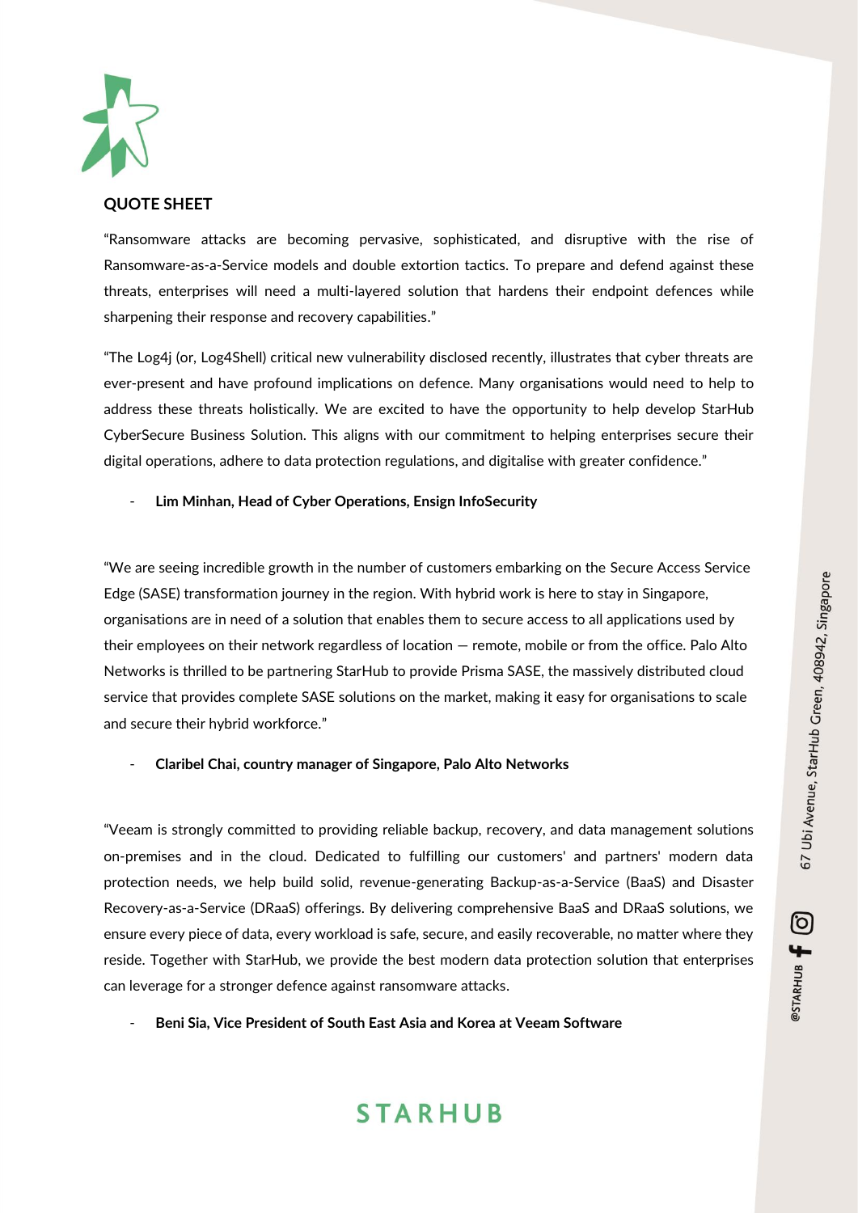**QUOTE SHEET**

"Ransomware attacks are becoming pervasive, sophisticated, and disruptive with the rise of Ransomware-as-a-Service models and double extortion tactics. To prepare and defend against these threats, enterprises will need a multi-layered solution that hardens their endpoint defences while sharpening their response and recovery capabilities."

"The Log4j (or, Log4Shell) critical new vulnerability disclosed recently, illustrates that cyber threats are ever-present and have profound implications on defence. Many organisations would need to help to address these threats holistically. We are excited to have the opportunity to help develop StarHub CyberSecure Business Solution. This aligns with our commitment to helping enterprises secure their digital operations, adhere to data protection regulations, and digitalise with greater confidence."

- **Lim Minhan, Head of Cyber Operations, Ensign InfoSecurity**

"We are seeing incredible growth in the number of customers embarking on the Secure Access Service Edge (SASE) transformation journey in the region. With hybrid work is here to stay in Singapore, organisations are in need of a solution that enables them to secure access to all applications used by their employees on their network regardless of location — remote, mobile or from the office. Palo Alto Networks is thrilled to be partnering StarHub to provide Prisma SASE, the massively distributed cloud service that provides complete SASE solutions on the market, making it easy for organisations to scale and secure their hybrid workforce."

- **Claribel Chai, country manager of Singapore, Palo Alto Networks**

"Veeam is strongly committed to providing reliable backup, recovery, and data management solutions on-premises and in the cloud. Dedicated to fulfilling our customers' and partners' modern data protection needs, we help build solid, revenue-generating Backup-as-a-Service (BaaS) and Disaster Recovery-as-a-Service (DRaaS) offerings. By delivering comprehensive BaaS and DRaaS solutions, we ensure every piece of data, every workload is safe, secure, and easily recoverable, no matter where they reside. Together with StarHub, we provide the best modern data protection solution that enterprises can leverage for a stronger defence against ransomware attacks.

- **Beni Sia, Vice President of South East Asia and Korea at Veeam Software**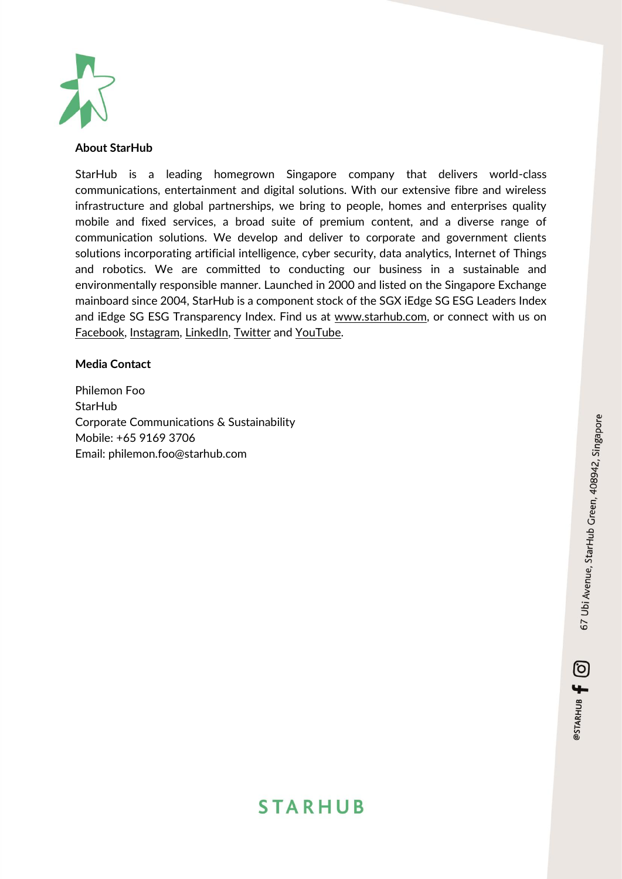**About StarHub**

StarHub is a leading homegrown Singapore company that delivers world-class communications, entertainment and digital solutions. With our extensive fibre and wireless infrastructure and global partnerships, we bring to people, homes and enterprises quality mobile and fixed services, a broad suite of premium content, and a diverse range of communication solutions. We develop and deliver to corporate and government clients solutions incorporating artificial intelligence, cyber security, data analytics, Internet of Things and robotics. We are committed to conducting our business in a sustainable and environmentally responsible manner. Launched in 2000 and listed on the Singapore Exchange mainboard since 2004, StarHub is a component stock of the SGX iEdge SG ESG Leaders Index and iEdge SG ESG Transparency Index. Find us at www.starhub.com, or connect with us on Facebook, Instagram, LinkedIn, Twitter and YouTube.

**Media Contact**

Philemon Foo
StarHub
Corporate Communications & Sustainability
Mobile: +65 9169 3706
Email: philemon.foo@starhub.com